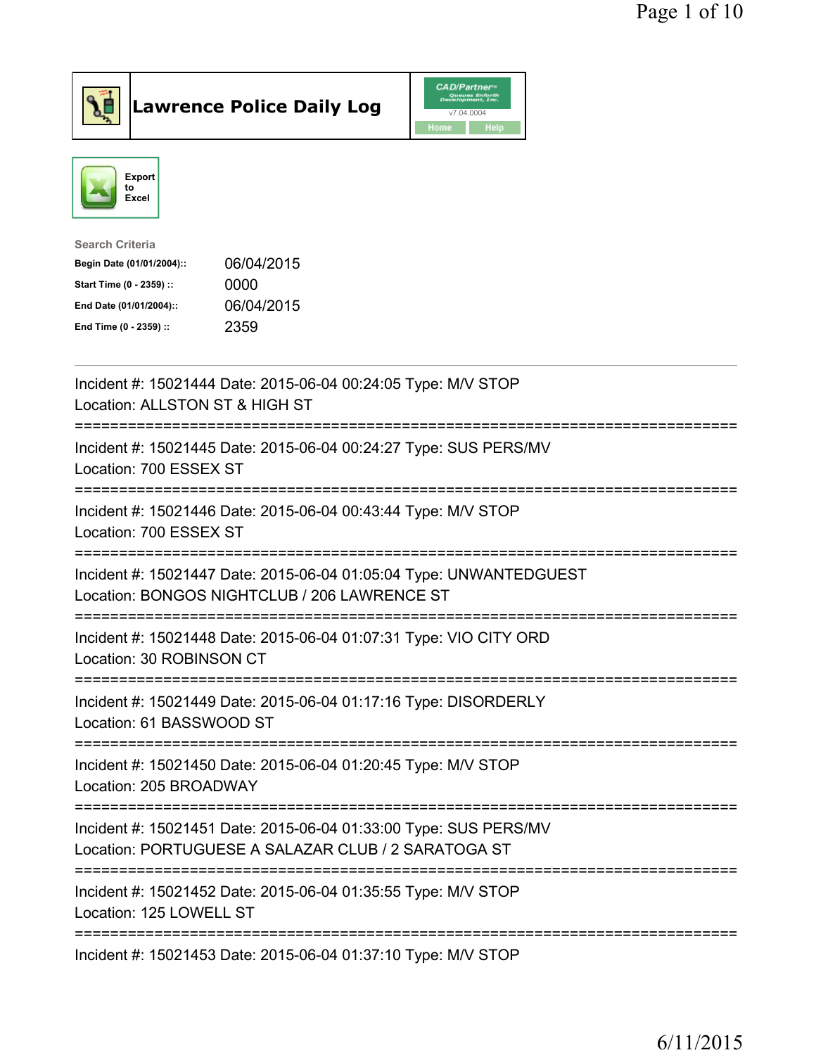# Lawrence Police Daily Log

Export to Excel

Search Criteria

| | |
|---|---|
| **Begin Date (01/01/2004)::** | 06/04/2015 |
| **Start Time (0 - 2359) ::** | 0000 |
| **End Date (01/01/2004)::** | 06/04/2015 |
| **End Time (0 - 2359) ::** | 2359 |

---

Incident #: 15021444 Date: 2015-06-04 00:24:05 Type: M/V STOP
Location: ALLSTON ST & HIGH ST

===========================================================================

Incident #: 15021445 Date: 2015-06-04 00:24:27 Type: SUS PERS/MV
Location: 700 ESSEX ST

===========================================================================

Incident #: 15021446 Date: 2015-06-04 00:43:44 Type: M/V STOP
Location: 700 ESSEX ST

===========================================================================

Incident #: 15021447 Date: 2015-06-04 01:05:04 Type: UNWANTEDGUEST
Location: BONGOS NIGHTCLUB / 206 LAWRENCE ST

===========================================================================

Incident #: 15021448 Date: 2015-06-04 01:07:31 Type: VIO CITY ORD
Location: 30 ROBINSON CT

===========================================================================

Incident #: 15021449 Date: 2015-06-04 01:17:16 Type: DISORDERLY
Location: 61 BASSWOOD ST

===========================================================================

Incident #: 15021450 Date: 2015-06-04 01:20:45 Type: M/V STOP
Location: 205 BROADWAY

===========================================================================

Incident #: 15021451 Date: 2015-06-04 01:33:00 Type: SUS PERS/MV
Location: PORTUGUESE A SALAZAR CLUB / 2 SARATOGA ST

===========================================================================

Incident #: 15021452 Date: 2015-06-04 01:35:55 Type: M/V STOP
Location: 125 LOWELL ST

===========================================================================

Incident #: 15021453 Date: 2015-06-04 01:37:10 Type: M/V STOP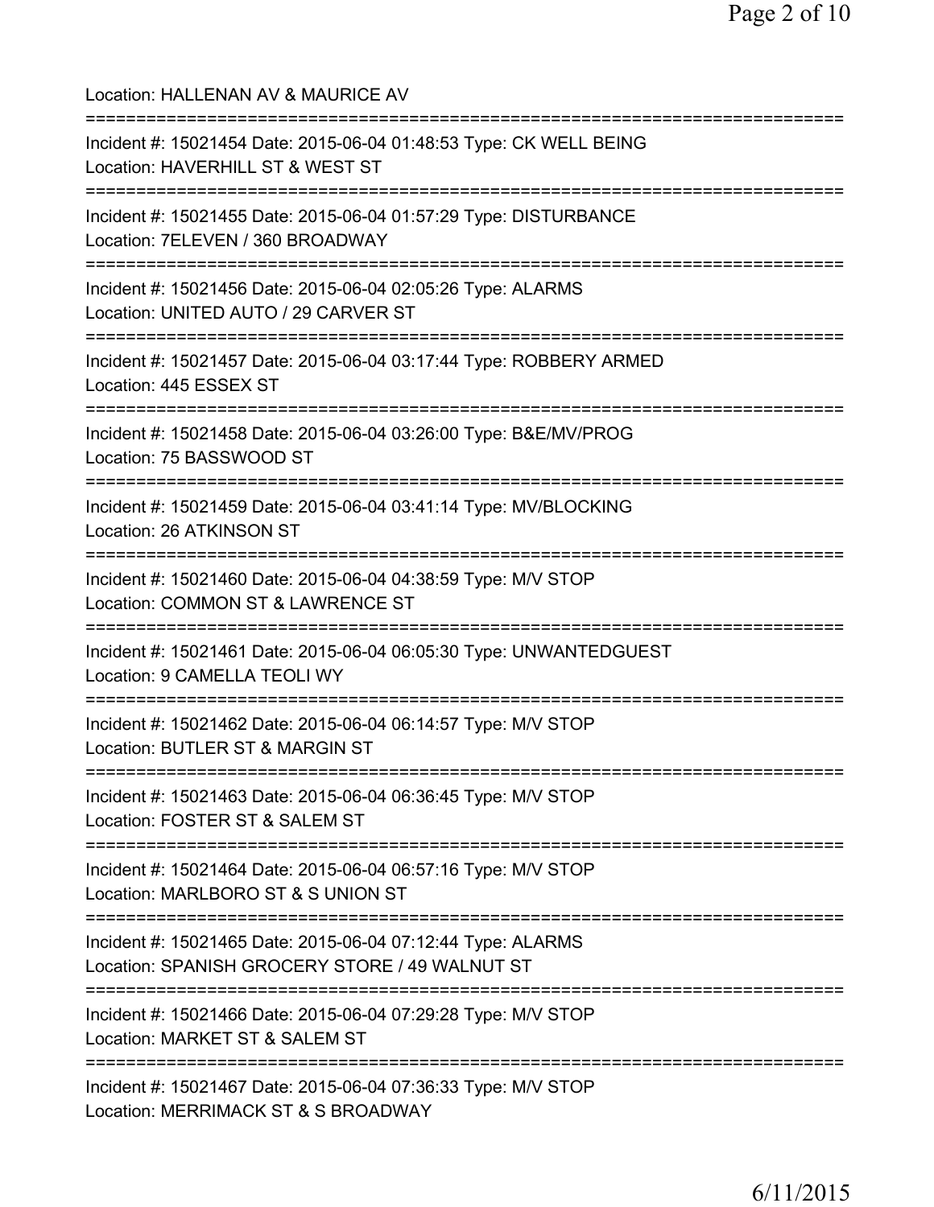Location: HALLENAN AV & MAURICE AV

===========================================================================

Incident #: 15021454 Date: 2015-06-04 01:48:53 Type: CK WELL BEING
Location: HAVERHILL ST & WEST ST

===========================================================================

Incident #: 15021455 Date: 2015-06-04 01:57:29 Type: DISTURBANCE
Location: 7ELEVEN / 360 BROADWAY

===========================================================================

Incident #: 15021456 Date: 2015-06-04 02:05:26 Type: ALARMS
Location: UNITED AUTO / 29 CARVER ST

===========================================================================

Incident #: 15021457 Date: 2015-06-04 03:17:44 Type: ROBBERY ARMED
Location: 445 ESSEX ST

===========================================================================

Incident #: 15021458 Date: 2015-06-04 03:26:00 Type: B&E/MV/PROG
Location: 75 BASSWOOD ST

===========================================================================

Incident #: 15021459 Date: 2015-06-04 03:41:14 Type: MV/BLOCKING
Location: 26 ATKINSON ST

===========================================================================

Incident #: 15021460 Date: 2015-06-04 04:38:59 Type: M/V STOP
Location: COMMON ST & LAWRENCE ST

===========================================================================

Incident #: 15021461 Date: 2015-06-04 06:05:30 Type: UNWANTEDGUEST
Location: 9 CAMELLA TEOLI WY

===========================================================================

Incident #: 15021462 Date: 2015-06-04 06:14:57 Type: M/V STOP
Location: BUTLER ST & MARGIN ST

===========================================================================

Incident #: 15021463 Date: 2015-06-04 06:36:45 Type: M/V STOP
Location: FOSTER ST & SALEM ST

===========================================================================

Incident #: 15021464 Date: 2015-06-04 06:57:16 Type: M/V STOP
Location: MARLBORO ST & S UNION ST

===========================================================================

Incident #: 15021465 Date: 2015-06-04 07:12:44 Type: ALARMS
Location: SPANISH GROCERY STORE / 49 WALNUT ST

===========================================================================

Incident #: 15021466 Date: 2015-06-04 07:29:28 Type: M/V STOP
Location: MARKET ST & SALEM ST

===========================================================================

Incident #: 15021467 Date: 2015-06-04 07:36:33 Type: M/V STOP
Location: MERRIMACK ST & S BROADWAY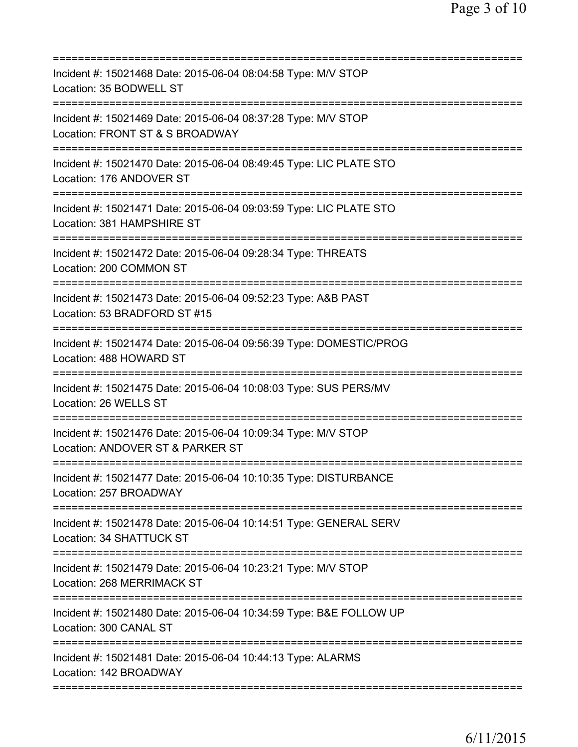===========================================================================
Incident #: 15021468 Date: 2015-06-04 08:04:58 Type: M/V STOP
Location: 35 BODWELL ST
===========================================================================
Incident #: 15021469 Date: 2015-06-04 08:37:28 Type: M/V STOP
Location: FRONT ST & S BROADWAY
===========================================================================
Incident #: 15021470 Date: 2015-06-04 08:49:45 Type: LIC PLATE STO
Location: 176 ANDOVER ST
===========================================================================
Incident #: 15021471 Date: 2015-06-04 09:03:59 Type: LIC PLATE STO
Location: 381 HAMPSHIRE ST
===========================================================================
Incident #: 15021472 Date: 2015-06-04 09:28:34 Type: THREATS
Location: 200 COMMON ST
===========================================================================
Incident #: 15021473 Date: 2015-06-04 09:52:23 Type: A&B PAST
Location: 53 BRADFORD ST #15
===========================================================================
Incident #: 15021474 Date: 2015-06-04 09:56:39 Type: DOMESTIC/PROG
Location: 488 HOWARD ST
===========================================================================
Incident #: 15021475 Date: 2015-06-04 10:08:03 Type: SUS PERS/MV
Location: 26 WELLS ST
===========================================================================
Incident #: 15021476 Date: 2015-06-04 10:09:34 Type: M/V STOP
Location: ANDOVER ST & PARKER ST
===========================================================================
Incident #: 15021477 Date: 2015-06-04 10:10:35 Type: DISTURBANCE
Location: 257 BROADWAY
===========================================================================
Incident #: 15021478 Date: 2015-06-04 10:14:51 Type: GENERAL SERV
Location: 34 SHATTUCK ST
===========================================================================
Incident #: 15021479 Date: 2015-06-04 10:23:21 Type: M/V STOP
Location: 268 MERRIMACK ST
===========================================================================
Incident #: 15021480 Date: 2015-06-04 10:34:59 Type: B&E FOLLOW UP
Location: 300 CANAL ST
===========================================================================
Incident #: 15021481 Date: 2015-06-04 10:44:13 Type: ALARMS
Location: 142 BROADWAY
===========================================================================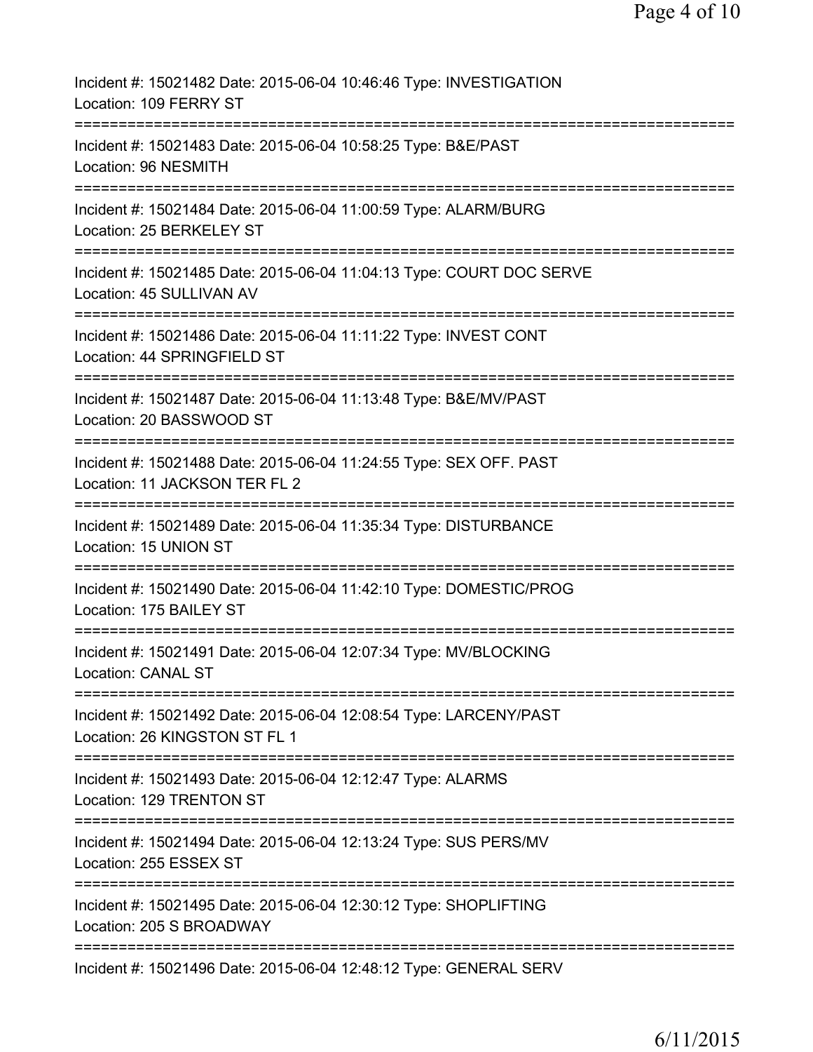Incident #: 15021482 Date: 2015-06-04 10:46:46 Type: INVESTIGATION
Location: 109 FERRY ST

===========================================================================

Incident #: 15021483 Date: 2015-06-04 10:58:25 Type: B&E/PAST
Location: 96 NESMITH

===========================================================================

Incident #: 15021484 Date: 2015-06-04 11:00:59 Type: ALARM/BURG
Location: 25 BERKELEY ST

===========================================================================

Incident #: 15021485 Date: 2015-06-04 11:04:13 Type: COURT DOC SERVE
Location: 45 SULLIVAN AV

===========================================================================

Incident #: 15021486 Date: 2015-06-04 11:11:22 Type: INVEST CONT
Location: 44 SPRINGFIELD ST

===========================================================================

Incident #: 15021487 Date: 2015-06-04 11:13:48 Type: B&E/MV/PAST
Location: 20 BASSWOOD ST

===========================================================================

Incident #: 15021488 Date: 2015-06-04 11:24:55 Type: SEX OFF. PAST
Location: 11 JACKSON TER FL 2

===========================================================================

Incident #: 15021489 Date: 2015-06-04 11:35:34 Type: DISTURBANCE
Location: 15 UNION ST

===========================================================================

Incident #: 15021490 Date: 2015-06-04 11:42:10 Type: DOMESTIC/PROG
Location: 175 BAILEY ST

===========================================================================

Incident #: 15021491 Date: 2015-06-04 12:07:34 Type: MV/BLOCKING
Location: CANAL ST

===========================================================================

Incident #: 15021492 Date: 2015-06-04 12:08:54 Type: LARCENY/PAST
Location: 26 KINGSTON ST FL 1

===========================================================================

Incident #: 15021493 Date: 2015-06-04 12:12:47 Type: ALARMS
Location: 129 TRENTON ST

===========================================================================

Incident #: 15021494 Date: 2015-06-04 12:13:24 Type: SUS PERS/MV
Location: 255 ESSEX ST

===========================================================================

Incident #: 15021495 Date: 2015-06-04 12:30:12 Type: SHOPLIFTING
Location: 205 S BROADWAY

===========================================================================

Incident #: 15021496 Date: 2015-06-04 12:48:12 Type: GENERAL SERV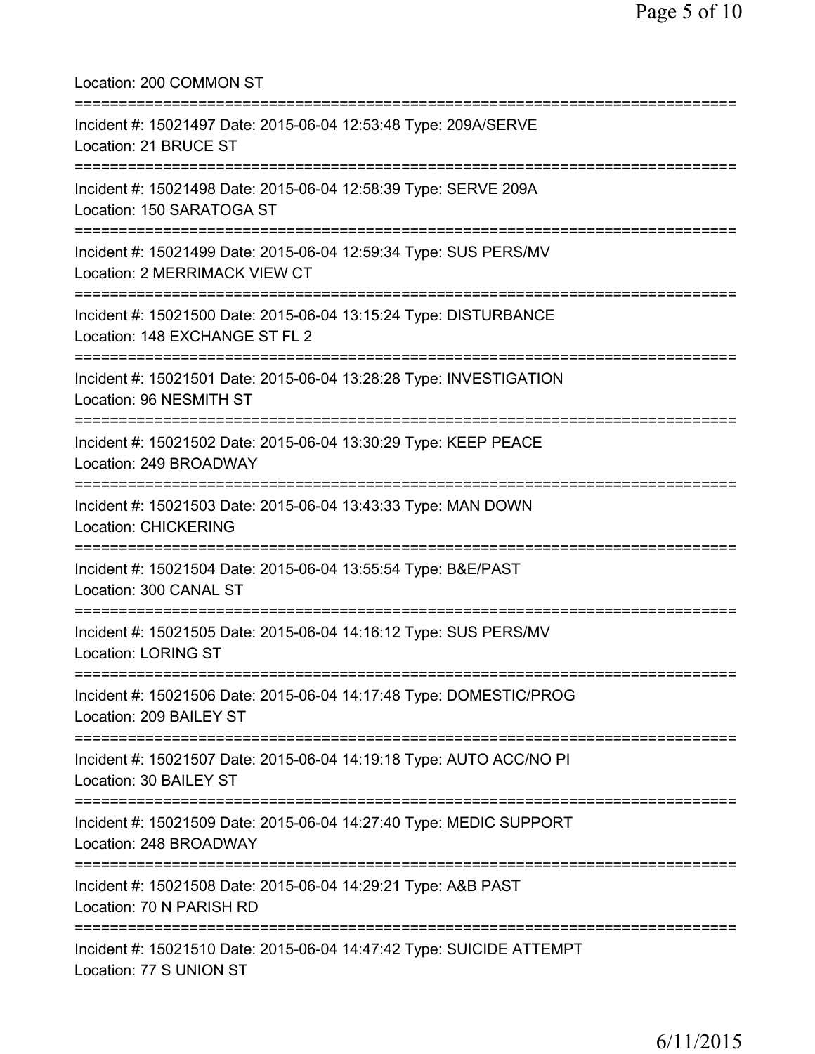Location: 200 COMMON ST

===========================================================================

Incident #: 15021497 Date: 2015-06-04 12:53:48 Type: 209A/SERVE
Location: 21 BRUCE ST

===========================================================================

Incident #: 15021498 Date: 2015-06-04 12:58:39 Type: SERVE 209A
Location: 150 SARATOGA ST

===========================================================================

Incident #: 15021499 Date: 2015-06-04 12:59:34 Type: SUS PERS/MV
Location: 2 MERRIMACK VIEW CT

===========================================================================

Incident #: 15021500 Date: 2015-06-04 13:15:24 Type: DISTURBANCE
Location: 148 EXCHANGE ST FL 2

===========================================================================

Incident #: 15021501 Date: 2015-06-04 13:28:28 Type: INVESTIGATION
Location: 96 NESMITH ST

===========================================================================

Incident #: 15021502 Date: 2015-06-04 13:30:29 Type: KEEP PEACE
Location: 249 BROADWAY

===========================================================================

Incident #: 15021503 Date: 2015-06-04 13:43:33 Type: MAN DOWN
Location: CHICKERING

===========================================================================

Incident #: 15021504 Date: 2015-06-04 13:55:54 Type: B&E/PAST
Location: 300 CANAL ST

===========================================================================

Incident #: 15021505 Date: 2015-06-04 14:16:12 Type: SUS PERS/MV
Location: LORING ST

===========================================================================

Incident #: 15021506 Date: 2015-06-04 14:17:48 Type: DOMESTIC/PROG
Location: 209 BAILEY ST

===========================================================================

Incident #: 15021507 Date: 2015-06-04 14:19:18 Type: AUTO ACC/NO PI
Location: 30 BAILEY ST

===========================================================================

Incident #: 15021509 Date: 2015-06-04 14:27:40 Type: MEDIC SUPPORT
Location: 248 BROADWAY

===========================================================================

Incident #: 15021508 Date: 2015-06-04 14:29:21 Type: A&B PAST
Location: 70 N PARISH RD

===========================================================================

Incident #: 15021510 Date: 2015-06-04 14:47:42 Type: SUICIDE ATTEMPT
Location: 77 S UNION ST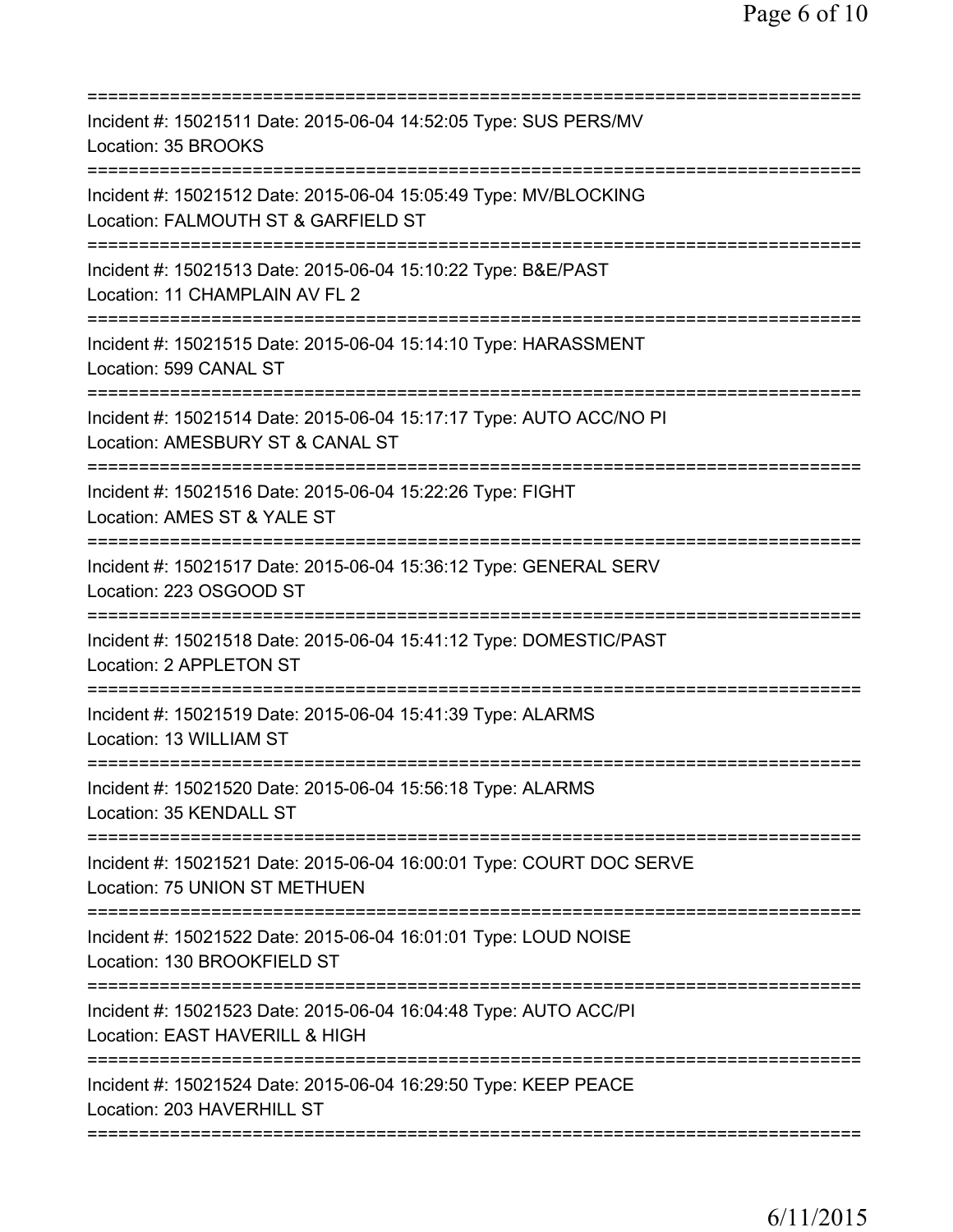===========================================================================
Incident #: 15021511 Date: 2015-06-04 14:52:05 Type: SUS PERS/MV
Location: 35 BROOKS
===========================================================================
Incident #: 15021512 Date: 2015-06-04 15:05:49 Type: MV/BLOCKING
Location: FALMOUTH ST & GARFIELD ST
===========================================================================
Incident #: 15021513 Date: 2015-06-04 15:10:22 Type: B&E/PAST
Location: 11 CHAMPLAIN AV FL 2
===========================================================================
Incident #: 15021515 Date: 2015-06-04 15:14:10 Type: HARASSMENT
Location: 599 CANAL ST
===========================================================================
Incident #: 15021514 Date: 2015-06-04 15:17:17 Type: AUTO ACC/NO PI
Location: AMESBURY ST & CANAL ST
===========================================================================
Incident #: 15021516 Date: 2015-06-04 15:22:26 Type: FIGHT
Location: AMES ST & YALE ST
===========================================================================
Incident #: 15021517 Date: 2015-06-04 15:36:12 Type: GENERAL SERV
Location: 223 OSGOOD ST
===========================================================================
Incident #: 15021518 Date: 2015-06-04 15:41:12 Type: DOMESTIC/PAST
Location: 2 APPLETON ST
===========================================================================
Incident #: 15021519 Date: 2015-06-04 15:41:39 Type: ALARMS
Location: 13 WILLIAM ST
===========================================================================
Incident #: 15021520 Date: 2015-06-04 15:56:18 Type: ALARMS
Location: 35 KENDALL ST
===========================================================================
Incident #: 15021521 Date: 2015-06-04 16:00:01 Type: COURT DOC SERVE
Location: 75 UNION ST METHUEN
===========================================================================
Incident #: 15021522 Date: 2015-06-04 16:01:01 Type: LOUD NOISE
Location: 130 BROOKFIELD ST
===========================================================================
Incident #: 15021523 Date: 2015-06-04 16:04:48 Type: AUTO ACC/PI
Location: EAST HAVERILL & HIGH
===========================================================================
Incident #: 15021524 Date: 2015-06-04 16:29:50 Type: KEEP PEACE
Location: 203 HAVERHILL ST
===========================================================================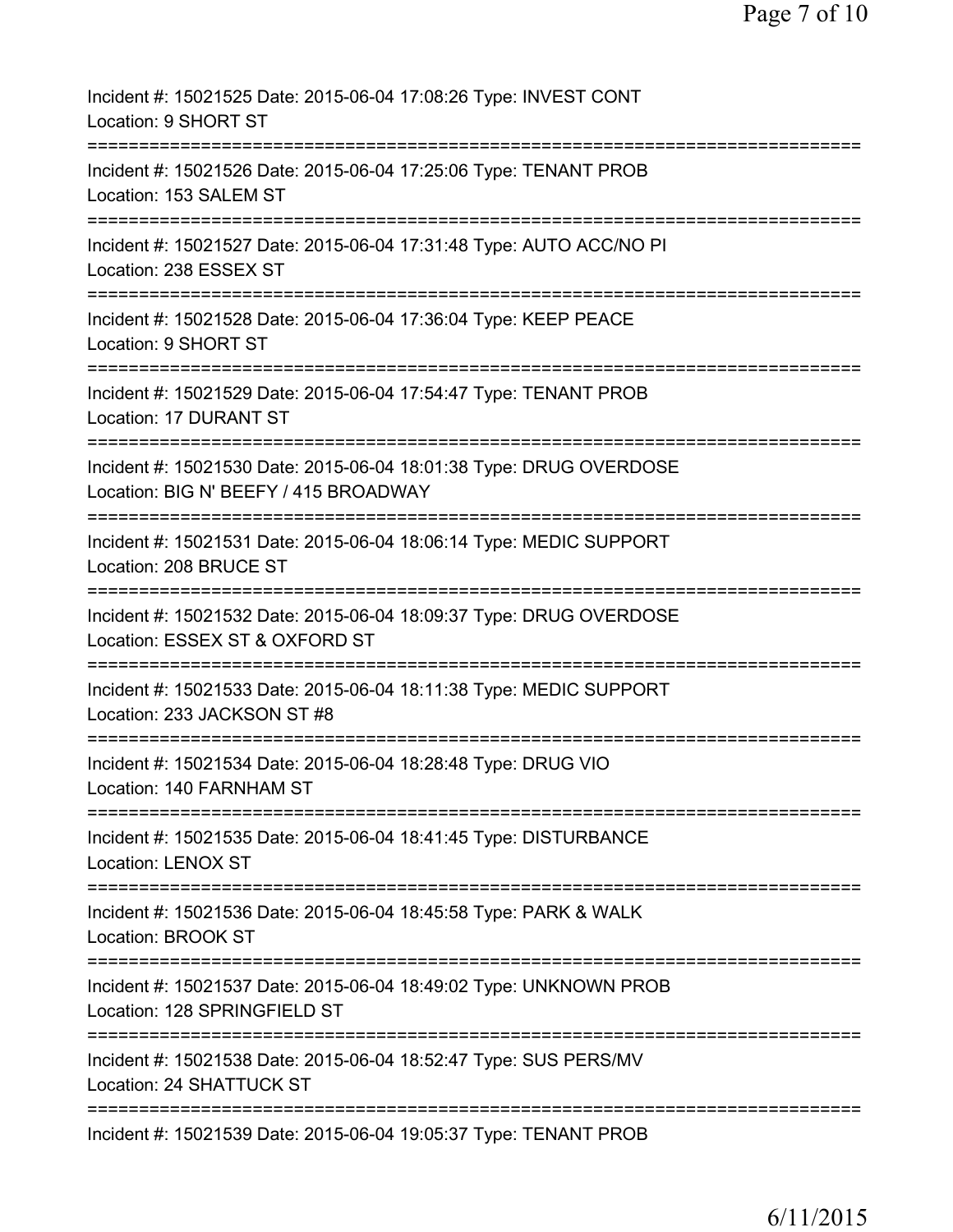Incident #: 15021525 Date: 2015-06-04 17:08:26 Type: INVEST CONT
Location: 9 SHORT ST

===========================================================================

Incident #: 15021526 Date: 2015-06-04 17:25:06 Type: TENANT PROB
Location: 153 SALEM ST

===========================================================================

Incident #: 15021527 Date: 2015-06-04 17:31:48 Type: AUTO ACC/NO PI
Location: 238 ESSEX ST

===========================================================================

Incident #: 15021528 Date: 2015-06-04 17:36:04 Type: KEEP PEACE
Location: 9 SHORT ST

===========================================================================

Incident #: 15021529 Date: 2015-06-04 17:54:47 Type: TENANT PROB
Location: 17 DURANT ST

===========================================================================

Incident #: 15021530 Date: 2015-06-04 18:01:38 Type: DRUG OVERDOSE
Location: BIG N' BEEFY / 415 BROADWAY

===========================================================================

Incident #: 15021531 Date: 2015-06-04 18:06:14 Type: MEDIC SUPPORT
Location: 208 BRUCE ST

===========================================================================

Incident #: 15021532 Date: 2015-06-04 18:09:37 Type: DRUG OVERDOSE
Location: ESSEX ST & OXFORD ST

===========================================================================

Incident #: 15021533 Date: 2015-06-04 18:11:38 Type: MEDIC SUPPORT
Location: 233 JACKSON ST #8

===========================================================================

Incident #: 15021534 Date: 2015-06-04 18:28:48 Type: DRUG VIO
Location: 140 FARNHAM ST

===========================================================================

Incident #: 15021535 Date: 2015-06-04 18:41:45 Type: DISTURBANCE
Location: LENOX ST

===========================================================================

Incident #: 15021536 Date: 2015-06-04 18:45:58 Type: PARK & WALK
Location: BROOK ST

===========================================================================

Incident #: 15021537 Date: 2015-06-04 18:49:02 Type: UNKNOWN PROB
Location: 128 SPRINGFIELD ST

===========================================================================

Incident #: 15021538 Date: 2015-06-04 18:52:47 Type: SUS PERS/MV
Location: 24 SHATTUCK ST

===========================================================================

Incident #: 15021539 Date: 2015-06-04 19:05:37 Type: TENANT PROB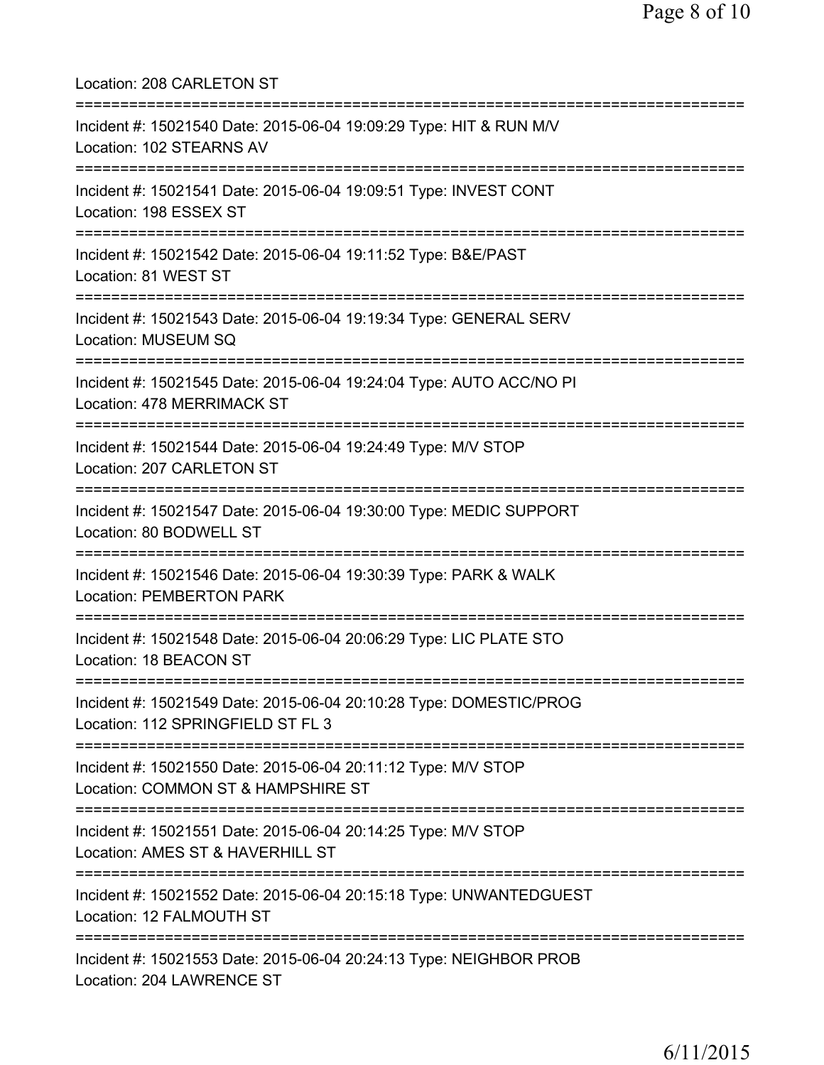Location: 208 CARLETON ST

===========================================================================

Incident #: 15021540 Date: 2015-06-04 19:09:29 Type: HIT & RUN M/V
Location: 102 STEARNS AV

===========================================================================

Incident #: 15021541 Date: 2015-06-04 19:09:51 Type: INVEST CONT
Location: 198 ESSEX ST

===========================================================================

Incident #: 15021542 Date: 2015-06-04 19:11:52 Type: B&E/PAST
Location: 81 WEST ST

===========================================================================

Incident #: 15021543 Date: 2015-06-04 19:19:34 Type: GENERAL SERV
Location: MUSEUM SQ

===========================================================================

Incident #: 15021545 Date: 2015-06-04 19:24:04 Type: AUTO ACC/NO PI
Location: 478 MERRIMACK ST

===========================================================================

Incident #: 15021544 Date: 2015-06-04 19:24:49 Type: M/V STOP
Location: 207 CARLETON ST

===========================================================================

Incident #: 15021547 Date: 2015-06-04 19:30:00 Type: MEDIC SUPPORT
Location: 80 BODWELL ST

===========================================================================

Incident #: 15021546 Date: 2015-06-04 19:30:39 Type: PARK & WALK
Location: PEMBERTON PARK

===========================================================================

Incident #: 15021548 Date: 2015-06-04 20:06:29 Type: LIC PLATE STO
Location: 18 BEACON ST

===========================================================================

Incident #: 15021549 Date: 2015-06-04 20:10:28 Type: DOMESTIC/PROG
Location: 112 SPRINGFIELD ST FL 3

===========================================================================

Incident #: 15021550 Date: 2015-06-04 20:11:12 Type: M/V STOP
Location: COMMON ST & HAMPSHIRE ST

===========================================================================

Incident #: 15021551 Date: 2015-06-04 20:14:25 Type: M/V STOP
Location: AMES ST & HAVERHILL ST

===========================================================================

Incident #: 15021552 Date: 2015-06-04 20:15:18 Type: UNWANTEDGUEST
Location: 12 FALMOUTH ST

===========================================================================

Incident #: 15021553 Date: 2015-06-04 20:24:13 Type: NEIGHBOR PROB
Location: 204 LAWRENCE ST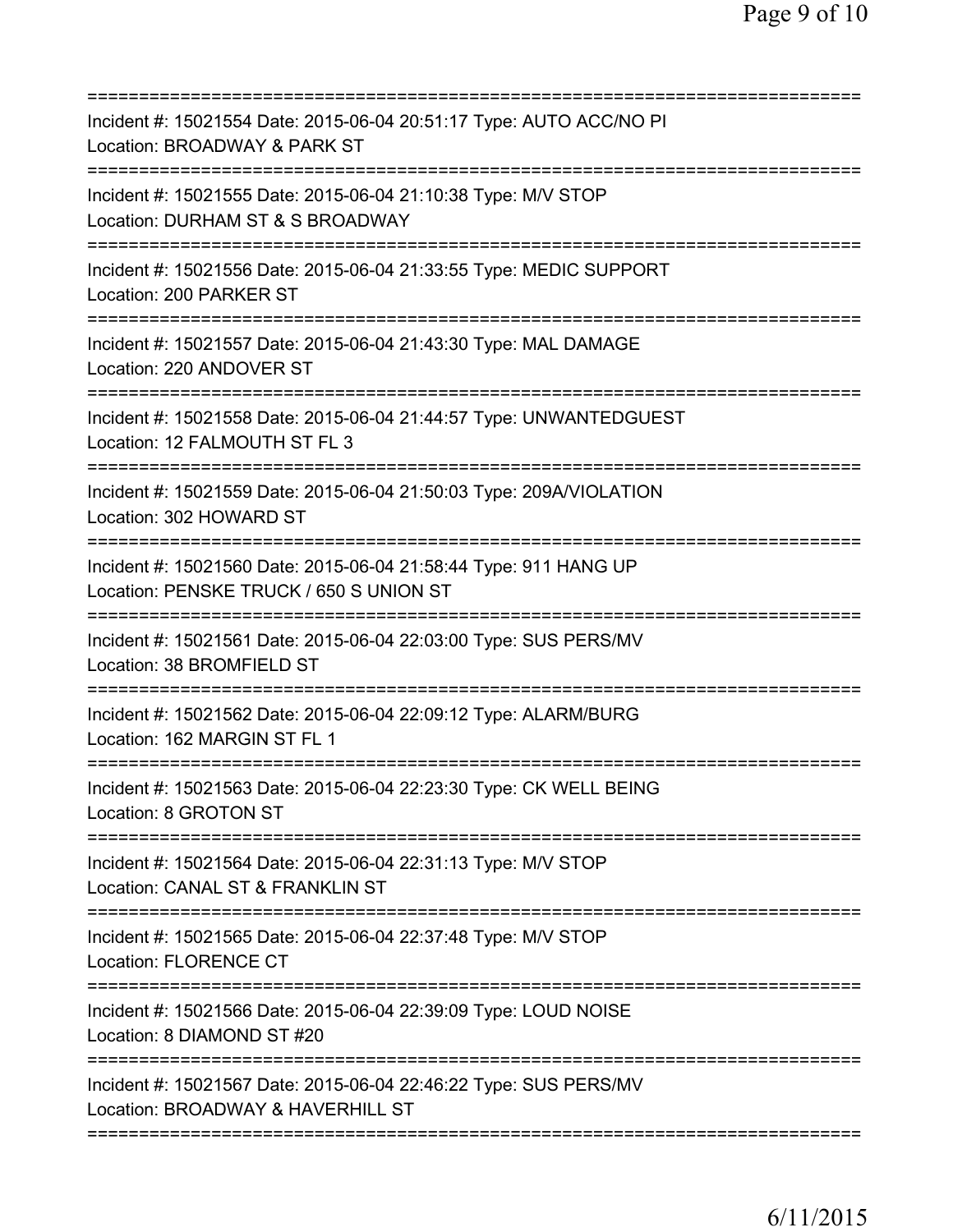==============================================================================
Incident #: 15021554 Date: 2015-06-04 20:51:17 Type: AUTO ACC/NO PI
Location: BROADWAY & PARK ST
==============================================================================
Incident #: 15021555 Date: 2015-06-04 21:10:38 Type: M/V STOP
Location: DURHAM ST & S BROADWAY
==============================================================================
Incident #: 15021556 Date: 2015-06-04 21:33:55 Type: MEDIC SUPPORT
Location: 200 PARKER ST
==============================================================================
Incident #: 15021557 Date: 2015-06-04 21:43:30 Type: MAL DAMAGE
Location: 220 ANDOVER ST
==============================================================================
Incident #: 15021558 Date: 2015-06-04 21:44:57 Type: UNWANTEDGUEST
Location: 12 FALMOUTH ST FL 3
==============================================================================
Incident #: 15021559 Date: 2015-06-04 21:50:03 Type: 209A/VIOLATION
Location: 302 HOWARD ST
==============================================================================
Incident #: 15021560 Date: 2015-06-04 21:58:44 Type: 911 HANG UP
Location: PENSKE TRUCK / 650 S UNION ST
==============================================================================
Incident #: 15021561 Date: 2015-06-04 22:03:00 Type: SUS PERS/MV
Location: 38 BROMFIELD ST
==============================================================================
Incident #: 15021562 Date: 2015-06-04 22:09:12 Type: ALARM/BURG
Location: 162 MARGIN ST FL 1
==============================================================================
Incident #: 15021563 Date: 2015-06-04 22:23:30 Type: CK WELL BEING
Location: 8 GROTON ST
==============================================================================
Incident #: 15021564 Date: 2015-06-04 22:31:13 Type: M/V STOP
Location: CANAL ST & FRANKLIN ST
==============================================================================
Incident #: 15021565 Date: 2015-06-04 22:37:48 Type: M/V STOP
Location: FLORENCE CT
==============================================================================
Incident #: 15021566 Date: 2015-06-04 22:39:09 Type: LOUD NOISE
Location: 8 DIAMOND ST #20
==============================================================================
Incident #: 15021567 Date: 2015-06-04 22:46:22 Type: SUS PERS/MV
Location: BROADWAY & HAVERHILL ST
==============================================================================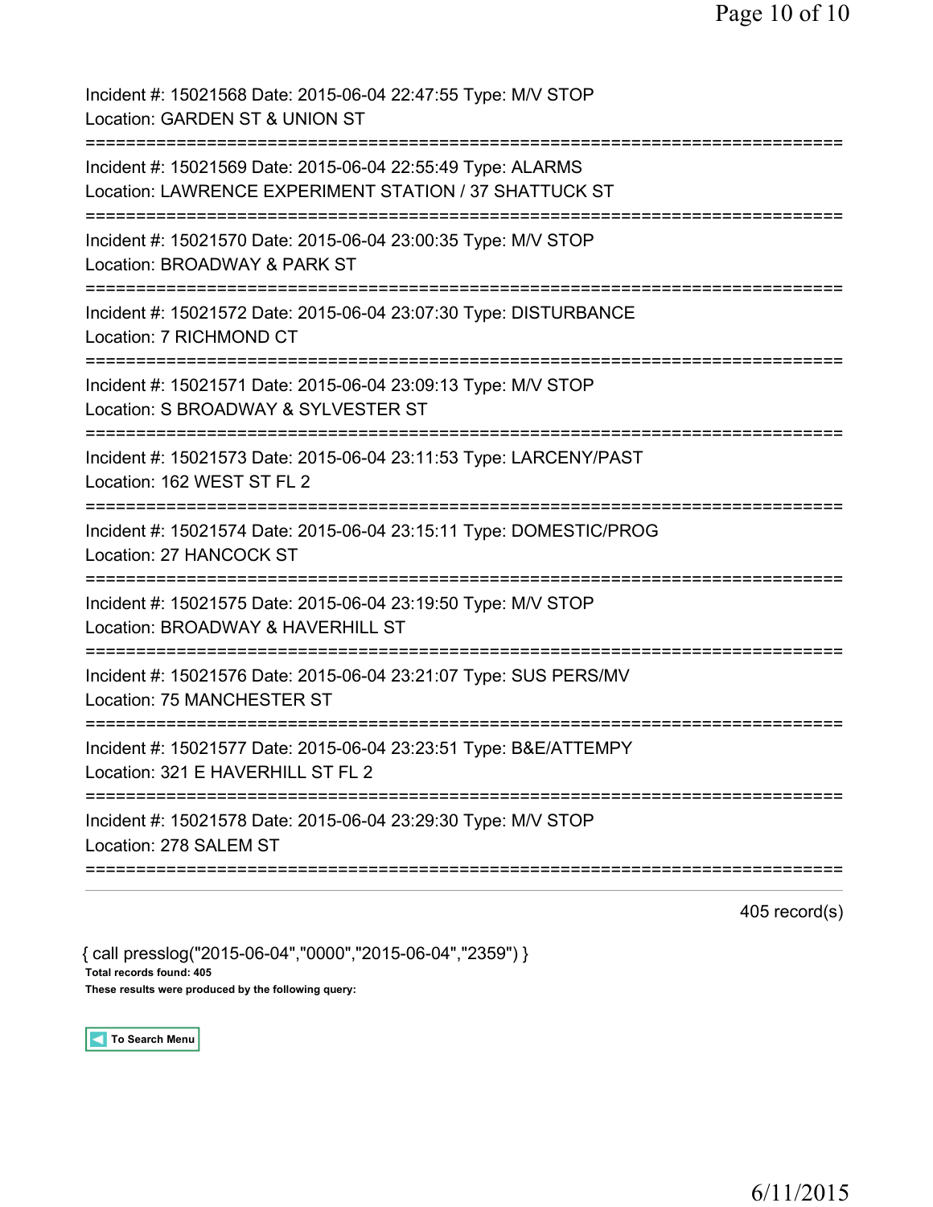Incident #: 15021568 Date: 2015-06-04 22:47:55 Type: M/V STOP
Location: GARDEN ST & UNION ST

===========================================================================

Incident #: 15021569 Date: 2015-06-04 22:55:49 Type: ALARMS
Location: LAWRENCE EXPERIMENT STATION / 37 SHATTUCK ST

===========================================================================

Incident #: 15021570 Date: 2015-06-04 23:00:35 Type: M/V STOP
Location: BROADWAY & PARK ST

===========================================================================

Incident #: 15021572 Date: 2015-06-04 23:07:30 Type: DISTURBANCE
Location: 7 RICHMOND CT

===========================================================================

Incident #: 15021571 Date: 2015-06-04 23:09:13 Type: M/V STOP
Location: S BROADWAY & SYLVESTER ST

===========================================================================

Incident #: 15021573 Date: 2015-06-04 23:11:53 Type: LARCENY/PAST
Location: 162 WEST ST FL 2

===========================================================================

Incident #: 15021574 Date: 2015-06-04 23:15:11 Type: DOMESTIC/PROG
Location: 27 HANCOCK ST

===========================================================================

Incident #: 15021575 Date: 2015-06-04 23:19:50 Type: M/V STOP
Location: BROADWAY & HAVERHILL ST

===========================================================================

Incident #: 15021576 Date: 2015-06-04 23:21:07 Type: SUS PERS/MV
Location: 75 MANCHESTER ST

===========================================================================

Incident #: 15021577 Date: 2015-06-04 23:23:51 Type: B&E/ATTEMPY
Location: 321 E HAVERHILL ST FL 2

===========================================================================

Incident #: 15021578 Date: 2015-06-04 23:29:30 Type: M/V STOP
Location: 278 SALEM ST

===========================================================================

405 record(s)

{ call presslog("2015-06-04","0000","2015-06-04","2359") }

**Total records found: 405**

**These results were produced by the following query:**

To Search Menu